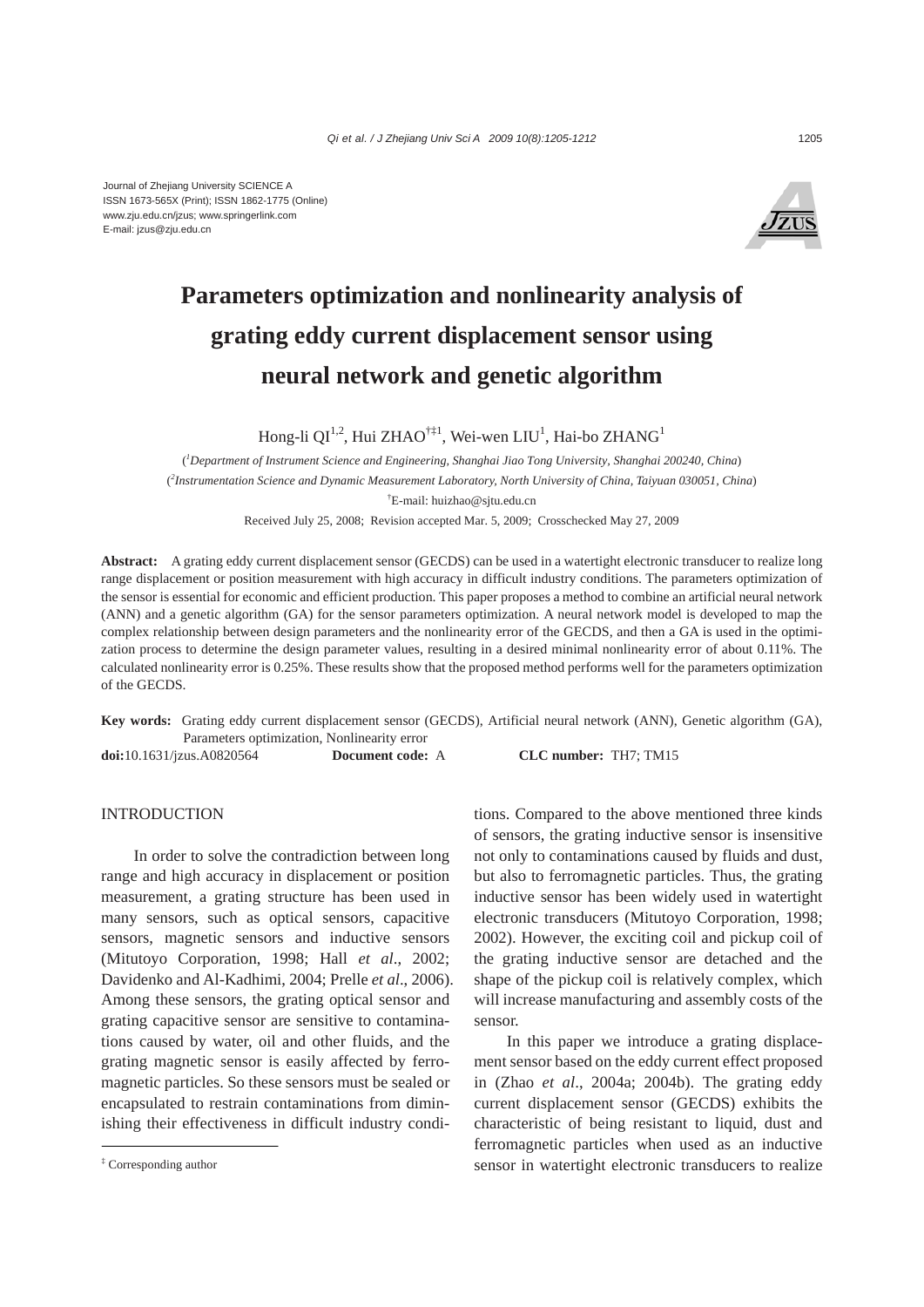Journal of Zhejiang University SCIENCE A
ISSN 1673-565X (Print); ISSN 1862-1775 (Online)
www.zju.edu.cn/jzus; www.springerlink.com
E-mail: jzus@zju.edu.cn

# Parameters optimization and nonlinearity analysis of grating eddy current displacement sensor using neural network and genetic algorithm

Hong-li QI[1,2], Hui ZHAO[†‡1], Wei-wen LIU[1], Hai-bo ZHANG[1]

([1]*Department of Instrument Science and Engineering, Shanghai Jiao Tong University, Shanghai 200240, China*)

([2]*Instrumentation Science and Dynamic Measurement Laboratory, North University of China, Taiyuan 030051, China*)

[†]E-mail: huizhao@sjtu.edu.cn

Received July 25, 2008; Revision accepted Mar. 5, 2009; Crosschecked May 27, 2009

**Abstract:** A grating eddy current displacement sensor (GECDS) can be used in a watertight electronic transducer to realize long range displacement or position measurement with high accuracy in difficult industry conditions. The parameters optimization of the sensor is essential for economic and efficient production. This paper proposes a method to combine an artificial neural network (ANN) and a genetic algorithm (GA) for the sensor parameters optimization. A neural network model is developed to map the complex relationship between design parameters and the nonlinearity error of the GECDS, and then a GA is used in the optimization process to determine the design parameter values, resulting in a desired minimal nonlinearity error of about 0.11%. The calculated nonlinearity error is 0.25%. These results show that the proposed method performs well for the parameters optimization of the GECDS.

**Key words:** Grating eddy current displacement sensor (GECDS), Artificial neural network (ANN), Genetic algorithm (GA), Parameters optimization, Nonlinearity error

**doi:**10.1631/jzus.A0820564 **Document code:** A **CLC number:** TH7; TM15

## INTRODUCTION

In order to solve the contradiction between long range and high accuracy in displacement or position measurement, a grating structure has been used in many sensors, such as optical sensors, capacitive sensors, magnetic sensors and inductive sensors (Mitutoyo Corporation, 1998; Hall *et al*., 2002; Davidenko and Al-Kadhimi, 2004; Prelle *et al*., 2006). Among these sensors, the grating optical sensor and grating capacitive sensor are sensitive to contaminations caused by water, oil and other fluids, and the grating magnetic sensor is easily affected by ferromagnetic particles. So these sensors must be sealed or encapsulated to restrain contaminations from diminishing their effectiveness in difficult industry conditions. Compared to the above mentioned three kinds of sensors, the grating inductive sensor is insensitive not only to contaminations caused by fluids and dust, but also to ferromagnetic particles. Thus, the grating inductive sensor has been widely used in watertight electronic transducers (Mitutoyo Corporation, 1998; 2002). However, the exciting coil and pickup coil of the grating inductive sensor are detached and the shape of the pickup coil is relatively complex, which will increase manufacturing and assembly costs of the sensor.

In this paper we introduce a grating displacement sensor based on the eddy current effect proposed in (Zhao *et al*., 2004a; 2004b). The grating eddy current displacement sensor (GECDS) exhibits the characteristic of being resistant to liquid, dust and ferromagnetic particles when used as an inductive sensor in watertight electronic transducers to realize

[‡] Corresponding author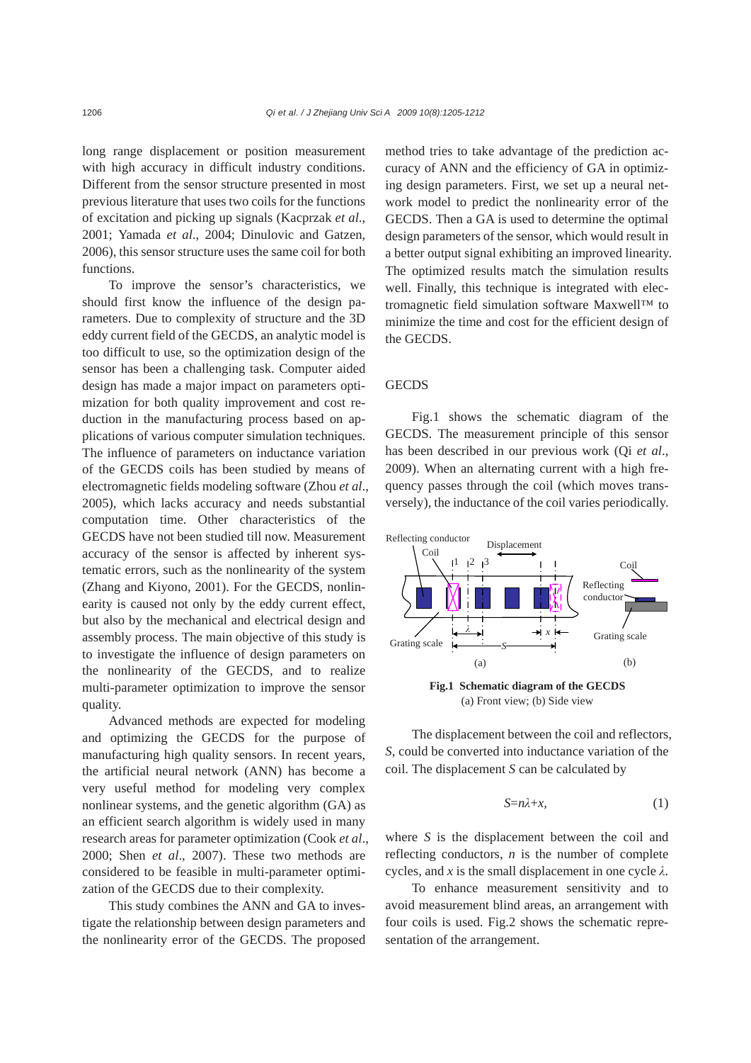long range displacement or position measurement with high accuracy in difficult industry conditions. Different from the sensor structure presented in most previous literature that uses two coils for the functions of excitation and picking up signals (Kacprzak *et al.*, 2001; Yamada *et al*., 2004; Dinulovic and Gatzen, 2006), this sensor structure uses the same coil for both functions.

To improve the sensor's characteristics, we should first know the influence of the design parameters. Due to complexity of structure and the 3D eddy current field of the GECDS, an analytic model is too difficult to use, so the optimization design of the sensor has been a challenging task. Computer aided design has made a major impact on parameters optimization for both quality improvement and cost reduction in the manufacturing process based on applications of various computer simulation techniques. The influence of parameters on inductance variation of the GECDS coils has been studied by means of electromagnetic fields modeling software (Zhou *et al*., 2005), which lacks accuracy and needs substantial computation time. Other characteristics of the GECDS have not been studied till now. Measurement accuracy of the sensor is affected by inherent systematic errors, such as the nonlinearity of the system (Zhang and Kiyono, 2001). For the GECDS, nonlinearity is caused not only by the eddy current effect, but also by the mechanical and electrical design and assembly process. The main objective of this study is to investigate the influence of design parameters on the nonlinearity of the GECDS, and to realize multi-parameter optimization to improve the sensor quality.

Advanced methods are expected for modeling and optimizing the GECDS for the purpose of manufacturing high quality sensors. In recent years, the artificial neural network (ANN) has become a very useful method for modeling very complex nonlinear systems, and the genetic algorithm (GA) as an efficient search algorithm is widely used in many research areas for parameter optimization (Cook *et al*., 2000; Shen *et al*., 2007). These two methods are considered to be feasible in multi-parameter optimization of the GECDS due to their complexity.

This study combines the ANN and GA to investigate the relationship between design parameters and the nonlinearity error of the GECDS. The proposed method tries to take advantage of the prediction accuracy of ANN and the efficiency of GA in optimizing design parameters. First, we set up a neural network model to predict the nonlinearity error of the GECDS. Then a GA is used to determine the optimal design parameters of the sensor, which would result in a better output signal exhibiting an improved linearity. The optimized results match the simulation results well. Finally, this technique is integrated with electromagnetic field simulation software Maxwell™ to minimize the time and cost for the efficient design of the GECDS.

## GECDS

Fig.1 shows the schematic diagram of the GECDS. The measurement principle of this sensor has been described in our previous work (Qi *et al*., 2009). When an alternating current with a high frequency passes through the coil (which moves transversely), the inductance of the coil varies periodically.

**Fig.1 Schematic diagram of the GECDS**
(a) Front view; (b) Side view

The displacement between the coil and reflectors, $S$, could be converted into inductance variation of the coil. The displacement $S$ can be calculated by

$$S=n\lambda+x, \tag{1}$$

where $S$ is the displacement between the coil and reflecting conductors, $n$ is the number of complete cycles, and $x$ is the small displacement in one cycle $\lambda$.

To enhance measurement sensitivity and to avoid measurement blind areas, an arrangement with four coils is used. Fig.2 shows the schematic representation of the arrangement.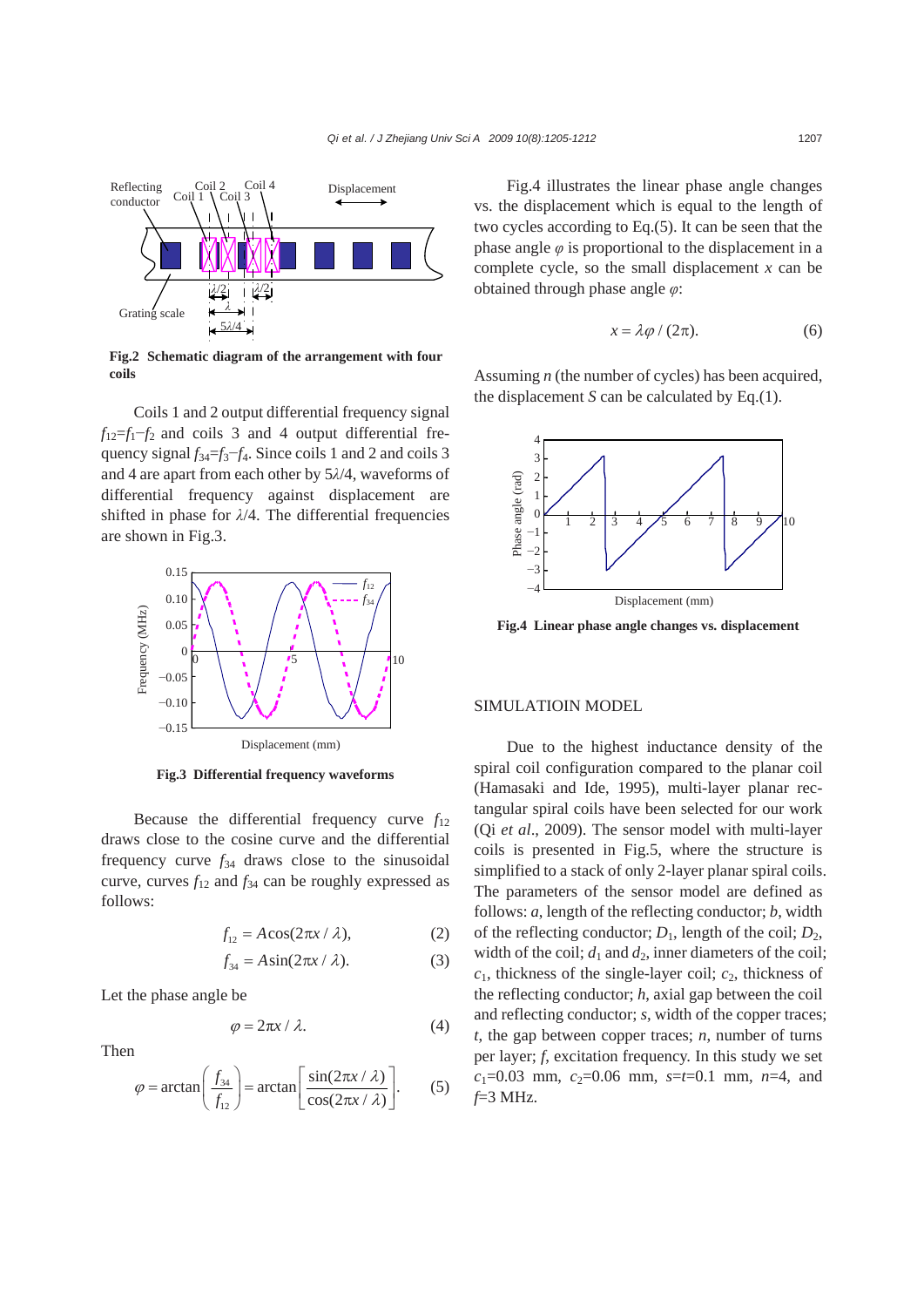**Fig.2 Schematic diagram of the arrangement with four coils**

Coils 1 and 2 output differential frequency signal $f_{12}=f_1-f_2$ and coils 3 and 4 output differential frequency signal $f_{34}=f_3-f_4$. Since coils 1 and 2 and coils 3 and 4 are apart from each other by $5\lambda/4$, waveforms of differential frequency against displacement are shifted in phase for $\lambda/4$. The differential frequencies are shown in Fig.3.

**Fig.3 Differential frequency waveforms**

Because the differential frequency curve $f_{12}$ draws close to the cosine curve and the differential frequency curve $f_{34}$ draws close to the sinusoidal curve, curves $f_{12}$ and $f_{34}$ can be roughly expressed as follows:

$$f_{12}=A\cos(2\pi x/\lambda), \quad (2)$$

$$f_{34}=A\sin(2\pi x/\lambda). \quad (3)$$

Let the phase angle be

$$\varphi=2\pi x/\lambda. \quad (4)$$

Then

$$\varphi=\arctan\left(\frac{f_{34}}{f_{12}}\right)=\arctan\left[\frac{\sin(2\pi x/\lambda)}{\cos(2\pi x/\lambda)}\right]. \quad (5)$$

Fig.4 illustrates the linear phase angle changes vs. the displacement which is equal to the length of two cycles according to Eq.(5). It can be seen that the phase angle $\varphi$ is proportional to the displacement in a complete cycle, so the small displacement $x$ can be obtained through phase angle $\varphi$:

$$x=\lambda\varphi/(2\pi). \quad (6)$$

Assuming $n$ (the number of cycles) has been acquired, the displacement $S$ can be calculated by Eq.(1).

**Fig.4 Linear phase angle changes vs. displacement**

## SIMULATIOIN MODEL

Due to the highest inductance density of the spiral coil configuration compared to the planar coil (Hamasaki and Ide, 1995), multi-layer planar rectangular spiral coils have been selected for our work (Qi *et al*., 2009). The sensor model with multi-layer coils is presented in Fig.5, where the structure is simplified to a stack of only 2-layer planar spiral coils. The parameters of the sensor model are defined as follows: $a$, length of the reflecting conductor; $b$, width of the reflecting conductor; $D_1$, length of the coil; $D_2$, width of the coil; $d_1$ and $d_2$, inner diameters of the coil; $c_1$, thickness of the single-layer coil; $c_2$, thickness of the reflecting conductor; $h$, axial gap between the coil and reflecting conductor; $s$, width of the copper traces; $t$, the gap between copper traces; $n$, number of turns per layer; $f$, excitation frequency. In this study we set $c_1$=0.03 mm, $c_2$=0.06 mm, $s$=$t$=0.1 mm, $n$=4, and $f$=3 MHz.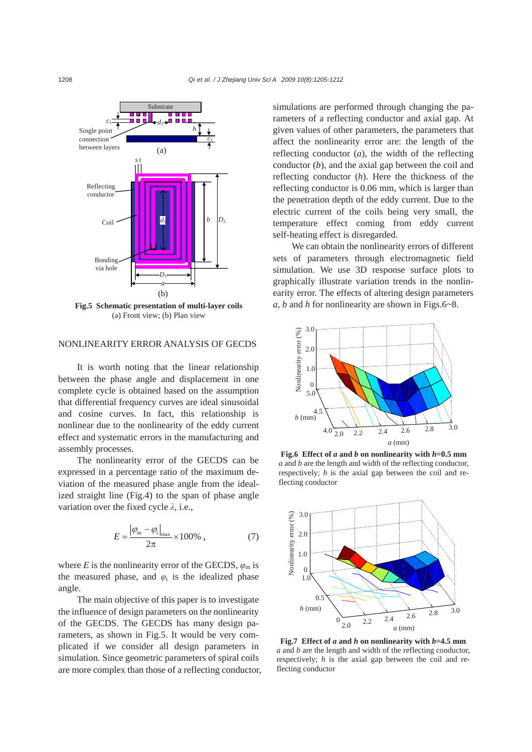**Fig.5 Schematic presentation of multi-layer coils**
(a) Front view; (b) Plan view

## NONLINEARITY ERROR ANALYSIS OF GECDS

It is worth noting that the linear relationship between the phase angle and displacement in one complete cycle is obtained based on the assumption that differential frequency curves are ideal sinusoidal and cosine curves. In fact, this relationship is nonlinear due to the nonlinearity of the eddy current effect and systematic errors in the manufacturing and assembly processes.

The nonlinearity error of the GECDS can be expressed in a percentage ratio of the maximum deviation of the measured phase angle from the idealized straight line (Fig.4) to the span of phase angle variation over the fixed cycle $\lambda$, i.e.,

$$E = \frac{\left|\varphi_{\mathrm{m}} - \varphi_{\mathrm{i}}\right|_{\max}}{2\pi} \times 100\%, \qquad (7)$$

where $E$ is the nonlinearity error of the GECDS, $\varphi_{\mathrm{m}}$ is the measured phase, and $\varphi_{\mathrm{i}}$ is the idealized phase angle.

The main objective of this paper is to investigate the influence of design parameters on the nonlinearity of the GECDS. The GECDS has many design parameters, as shown in Fig.5. It would be very complicated if we consider all design parameters in simulation. Since geometric parameters of spiral coils are more complex than those of a reflecting conductor, simulations are performed through changing the parameters of a reflecting conductor and axial gap. At given values of other parameters, the parameters that affect the nonlinearity error are: the length of the reflecting conductor ($a$), the width of the reflecting conductor ($b$), and the axial gap between the coil and reflecting conductor ($h$). Here the thickness of the reflecting conductor is 0.06 mm, which is larger than the penetration depth of the eddy current. Due to the electric current of the coils being very small, the temperature effect coming from eddy current self-heating effect is disregarded.

We can obtain the nonlinearity errors of different sets of parameters through electromagnetic field simulation. We use 3D response surface plots to graphically illustrate variation trends in the nonlinearity error. The effects of altering design parameters $a$, $b$ and $h$ for nonlinearity are shown in Figs.6~8.

**Fig.6 Effect of $a$ and $b$ on nonlinearity with $h$=0.5 mm**
$a$ and $b$ are the length and width of the reflecting conductor, respectively; $h$ is the axial gap between the coil and reflecting conductor

**Fig.7 Effect of $a$ and $h$ on nonlinearity with $b$=4.5 mm**
$a$ and $b$ are the length and width of the reflecting conductor, respectively; $h$ is the axial gap between the coil and reflecting conductor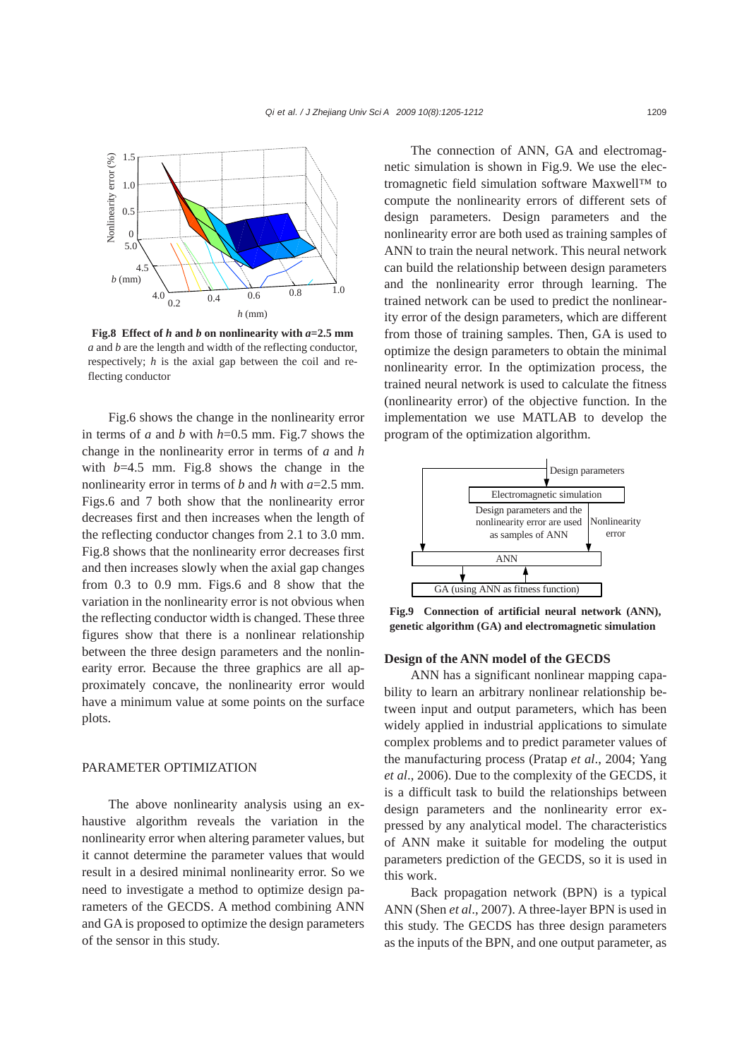**Fig.8 Effect of *h* and *b* on nonlinearity with *a*=2.5 mm**
*a* and *b* are the length and width of the reflecting conductor, respectively; *h* is the axial gap between the coil and reflecting conductor

Fig.6 shows the change in the nonlinearity error in terms of *a* and *b* with *h*=0.5 mm. Fig.7 shows the change in the nonlinearity error in terms of *a* and *h* with *b*=4.5 mm. Fig.8 shows the change in the nonlinearity error in terms of *b* and *h* with *a*=2.5 mm. Figs.6 and 7 both show that the nonlinearity error decreases first and then increases when the length of the reflecting conductor changes from 2.1 to 3.0 mm. Fig.8 shows that the nonlinearity error decreases first and then increases slowly when the axial gap changes from 0.3 to 0.9 mm. Figs.6 and 8 show that the variation in the nonlinearity error is not obvious when the reflecting conductor width is changed. These three figures show that there is a nonlinear relationship between the three design parameters and the nonlinearity error. Because the three graphics are all approximately concave, the nonlinearity error would have a minimum value at some points on the surface plots.

## PARAMETER OPTIMIZATION

The above nonlinearity analysis using an exhaustive algorithm reveals the variation in the nonlinearity error when altering parameter values, but it cannot determine the parameter values that would result in a desired minimal nonlinearity error. So we need to investigate a method to optimize design parameters of the GECDS. A method combining ANN and GA is proposed to optimize the design parameters of the sensor in this study.

The connection of ANN, GA and electromagnetic simulation is shown in Fig.9. We use the electromagnetic field simulation software Maxwell™ to compute the nonlinearity errors of different sets of design parameters. Design parameters and the nonlinearity error are both used as training samples of ANN to train the neural network. This neural network can build the relationship between design parameters and the nonlinearity error through learning. The trained network can be used to predict the nonlinearity error of the design parameters, which are different from those of training samples. Then, GA is used to optimize the design parameters to obtain the minimal nonlinearity error. In the optimization process, the trained neural network is used to calculate the fitness (nonlinearity error) of the objective function. In the implementation we use MATLAB to develop the program of the optimization algorithm.

**Fig.9 Connection of artificial neural network (ANN), genetic algorithm (GA) and electromagnetic simulation**

### Design of the ANN model of the GECDS

ANN has a significant nonlinear mapping capability to learn an arbitrary nonlinear relationship between input and output parameters, which has been widely applied in industrial applications to simulate complex problems and to predict parameter values of the manufacturing process (Pratap *et al*., 2004; Yang *et al*., 2006). Due to the complexity of the GECDS, it is a difficult task to build the relationships between design parameters and the nonlinearity error expressed by any analytical model. The characteristics of ANN make it suitable for modeling the output parameters prediction of the GECDS, so it is used in this work.

Back propagation network (BPN) is a typical ANN (Shen *et al*., 2007). A three-layer BPN is used in this study. The GECDS has three design parameters as the inputs of the BPN, and one output parameter, as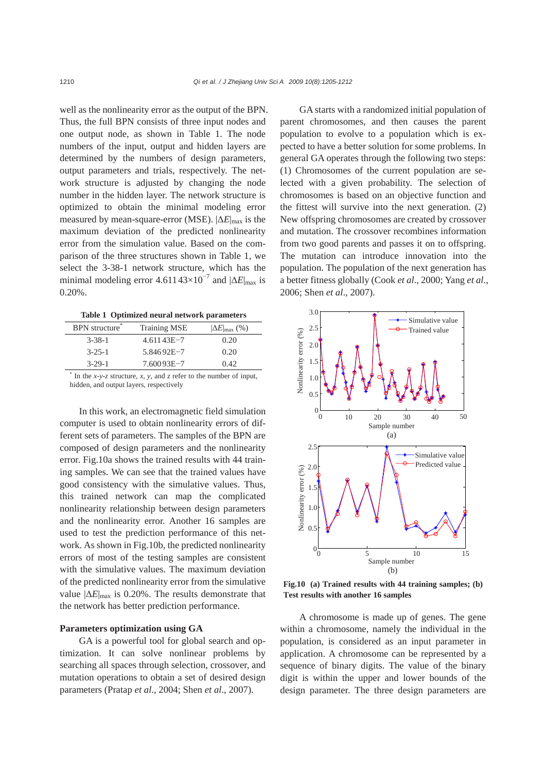well as the nonlinearity error as the output of the BPN. Thus, the full BPN consists of three input nodes and one output node, as shown in Table 1. The node numbers of the input, output and hidden layers are determined by the numbers of design parameters, output parameters and trials, respectively. The network structure is adjusted by changing the node number in the hidden layer. The network structure is optimized to obtain the minimal modeling error measured by mean-square-error (MSE). $|\Delta E|_{max}$ is the maximum deviation of the predicted nonlinearity error from the simulation value. Based on the comparison of the three structures shown in Table 1, we select the 3-38-1 network structure, which has the minimal modeling error $4.611\,43\times10^{-7}$ and $|\Delta E|_{max}$ is 0.20%.

**Table 1 Optimized neural network parameters**

| BPN structure* | Training MSE | $\|\Delta E\|_{max}$ (%) |
|---|---|---|
| 3-38-1 | 4.611 43E−7 | 0.20 |
| 3-25-1 | 5.846 92E−7 | 0.20 |
| 3-29-1 | 7.600 93E−7 | 0.42 |

* In the *x*-*y*-*z* structure, *x*, *y*, and *z* refer to the number of input, hidden, and output layers, respectively

In this work, an electromagnetic field simulation computer is used to obtain nonlinearity errors of different sets of parameters. The samples of the BPN are composed of design parameters and the nonlinearity error. Fig.10a shows the trained results with 44 training samples. We can see that the trained values have good consistency with the simulative values. Thus, this trained network can map the complicated nonlinearity relationship between design parameters and the nonlinearity error. Another 16 samples are used to test the prediction performance of this network. As shown in Fig.10b, the predicted nonlinearity errors of most of the testing samples are consistent with the simulative values. The maximum deviation of the predicted nonlinearity error from the simulative value $|\Delta E|_{max}$ is 0.20%. The results demonstrate that the network has better prediction performance.

### Parameters optimization using GA

GA is a powerful tool for global search and optimization. It can solve nonlinear problems by searching all spaces through selection, crossover, and mutation operations to obtain a set of desired design parameters (Pratap *et al*., 2004; Shen *et al*., 2007).

GA starts with a randomized initial population of parent chromosomes, and then causes the parent population to evolve to a population which is expected to have a better solution for some problems. In general GA operates through the following two steps: (1) Chromosomes of the current population are selected with a given probability. The selection of chromosomes is based on an objective function and the fittest will survive into the next generation. (2) New offspring chromosomes are created by crossover and mutation. The crossover recombines information from two good parents and passes it on to offspring. The mutation can introduce innovation into the population. The population of the next generation has a better fitness globally (Cook *et al*., 2000; Yang *et al*., 2006; Shen *et al*., 2007).

**Fig.10 (a) Trained results with 44 training samples; (b) Test results with another 16 samples**

A chromosome is made up of genes. The gene within a chromosome, namely the individual in the population, is considered as an input parameter in application. A chromosome can be represented by a sequence of binary digits. The value of the binary digit is within the upper and lower bounds of the design parameter. The three design parameters are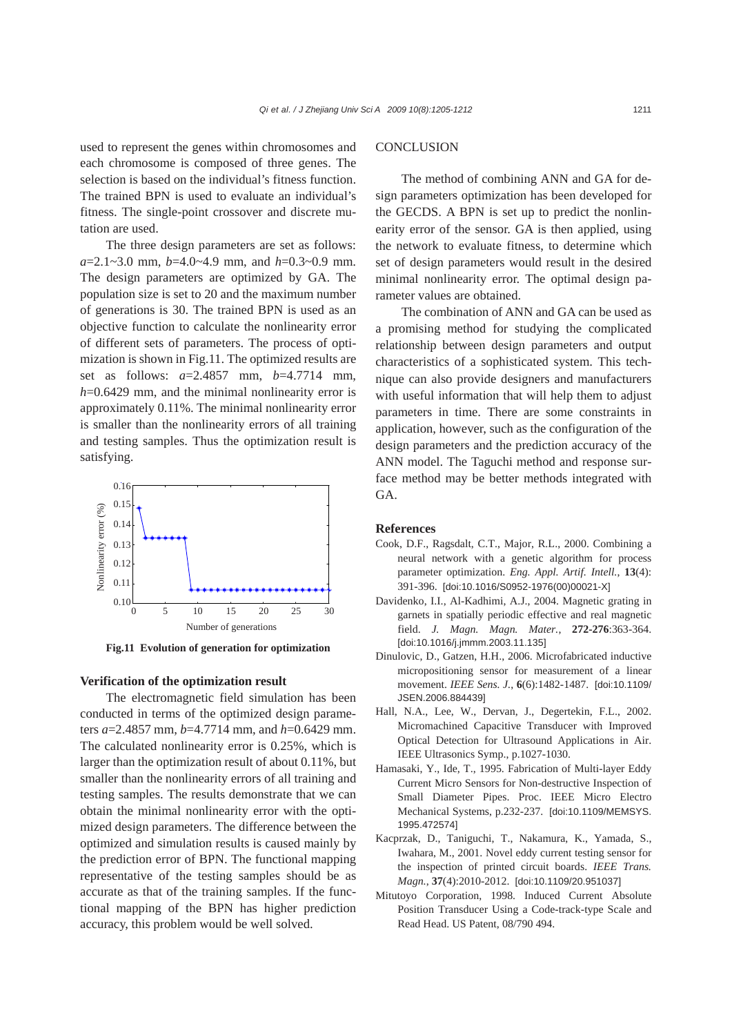used to represent the genes within chromosomes and each chromosome is composed of three genes. The selection is based on the individual's fitness function. The trained BPN is used to evaluate an individual's fitness. The single-point crossover and discrete mutation are used.

The three design parameters are set as follows: $a$=2.1~3.0 mm, $b$=4.0~4.9 mm, and $h$=0.3~0.9 mm. The design parameters are optimized by GA. The population size is set to 20 and the maximum number of generations is 30. The trained BPN is used as an objective function to calculate the nonlinearity error of different sets of parameters. The process of optimization is shown in Fig.11. The optimized results are set as follows: $a$=2.4857 mm, $b$=4.7714 mm, $h$=0.6429 mm, and the minimal nonlinearity error is approximately 0.11%. The minimal nonlinearity error is smaller than the nonlinearity errors of all training and testing samples. Thus the optimization result is satisfying.

Nonlinearity error (%)
0.16
0.15
0.14
0.13
0.12
0.11
0.10
0 5 10 15 20 25 30
Number of generations

**Fig.11 Evolution of generation for optimization**

### Verification of the optimization result

The electromagnetic field simulation has been conducted in terms of the optimized design parameters $a$=2.4857 mm, $b$=4.7714 mm, and $h$=0.6429 mm. The calculated nonlinearity error is 0.25%, which is larger than the optimization result of about 0.11%, but smaller than the nonlinearity errors of all training and testing samples. The results demonstrate that we can obtain the minimal nonlinearity error with the optimized design parameters. The difference between the optimized and simulation results is caused mainly by the prediction error of BPN. The functional mapping representative of the testing samples should be as accurate as that of the training samples. If the functional mapping of the BPN has higher prediction accuracy, this problem would be well solved.

## CONCLUSION

The method of combining ANN and GA for design parameters optimization has been developed for the GECDS. A BPN is set up to predict the nonlinearity error of the sensor. GA is then applied, using the network to evaluate fitness, to determine which set of design parameters would result in the desired minimal nonlinearity error. The optimal design parameter values are obtained.

The combination of ANN and GA can be used as a promising method for studying the complicated relationship between design parameters and output characteristics of a sophisticated system. This technique can also provide designers and manufacturers with useful information that will help them to adjust parameters in time. There are some constraints in application, however, such as the configuration of the design parameters and the prediction accuracy of the ANN model. The Taguchi method and response surface method may be better methods integrated with GA.

## References

Cook, D.F., Ragsdalt, C.T., Major, R.L., 2000. Combining a neural network with a genetic algorithm for process parameter optimization. *Eng. Appl. Artif. Intell.*, **13**(4): 391-396. [doi:10.1016/S0952-1976(00)00021-X]

Davidenko, I.I., Al-Kadhimi, A.J., 2004. Magnetic grating in garnets in spatially periodic effective and real magnetic field. *J. Magn. Magn. Mater.*, **272-276**:363-364. [doi:10.1016/j.jmmm.2003.11.135]

Dinulovic, D., Gatzen, H.H., 2006. Microfabricated inductive micropositioning sensor for measurement of a linear movement. *IEEE Sens. J.*, **6**(6):1482-1487. [doi:10.1109/JSEN.2006.884439]

Hall, N.A., Lee, W., Dervan, J., Degertekin, F.L., 2002. Micromachined Capacitive Transducer with Improved Optical Detection for Ultrasound Applications in Air. IEEE Ultrasonics Symp., p.1027-1030.

Hamasaki, Y., Ide, T., 1995. Fabrication of Multi-layer Eddy Current Micro Sensors for Non-destructive Inspection of Small Diameter Pipes. Proc. IEEE Micro Electro Mechanical Systems, p.232-237. [doi:10.1109/MEMSYS.1995.472574]

Kacprzak, D., Taniguchi, T., Nakamura, K., Yamada, S., Iwahara, M., 2001. Novel eddy current testing sensor for the inspection of printed circuit boards. *IEEE Trans. Magn.*, **37**(4):2010-2012. [doi:10.1109/20.951037]

Mitutoyo Corporation, 1998. Induced Current Absolute Position Transducer Using a Code-track-type Scale and Read Head. US Patent, 08/790 494.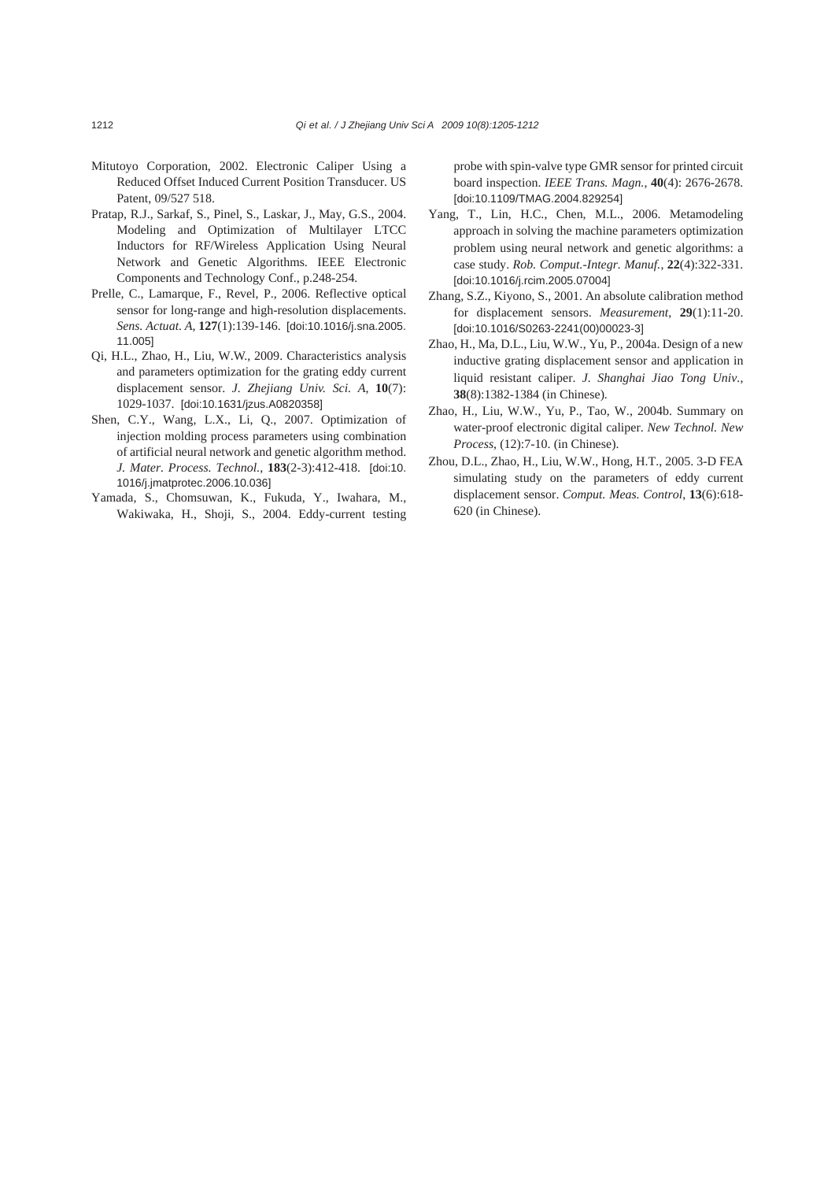Mitutoyo Corporation, 2002. Electronic Caliper Using a Reduced Offset Induced Current Position Transducer. US Patent, 09/527 518.

Pratap, R.J., Sarkaf, S., Pinel, S., Laskar, J., May, G.S., 2004. Modeling and Optimization of Multilayer LTCC Inductors for RF/Wireless Application Using Neural Network and Genetic Algorithms. IEEE Electronic Components and Technology Conf., p.248-254.

Prelle, C., Lamarque, F., Revel, P., 2006. Reflective optical sensor for long-range and high-resolution displacements. *Sens. Actuat. A*, **127**(1):139-146. [doi:10.1016/j.sna.2005.11.005]

Qi, H.L., Zhao, H., Liu, W.W., 2009. Characteristics analysis and parameters optimization for the grating eddy current displacement sensor. *J. Zhejiang Univ. Sci. A*, **10**(7): 1029-1037. [doi:10.1631/jzus.A0820358]

Shen, C.Y., Wang, L.X., Li, Q., 2007. Optimization of injection molding process parameters using combination of artificial neural network and genetic algorithm method. *J. Mater. Process. Technol.*, **183**(2-3):412-418. [doi:10.1016/j.jmatprotec.2006.10.036]

Yamada, S., Chomsuwan, K., Fukuda, Y., Iwahara, M., Wakiwaka, H., Shoji, S., 2004. Eddy-current testing probe with spin-valve type GMR sensor for printed circuit board inspection. *IEEE Trans. Magn.*, **40**(4): 2676-2678. [doi:10.1109/TMAG.2004.829254]

Yang, T., Lin, H.C., Chen, M.L., 2006. Metamodeling approach in solving the machine parameters optimization problem using neural network and genetic algorithms: a case study. *Rob. Comput.-Integr. Manuf.*, **22**(4):322-331. [doi:10.1016/j.rcim.2005.07004]

Zhang, S.Z., Kiyono, S., 2001. An absolute calibration method for displacement sensors. *Measurement*, **29**(1):11-20. [doi:10.1016/S0263-2241(00)00023-3]

Zhao, H., Ma, D.L., Liu, W.W., Yu, P., 2004a. Design of a new inductive grating displacement sensor and application in liquid resistant caliper. *J. Shanghai Jiao Tong Univ.*, **38**(8):1382-1384 (in Chinese).

Zhao, H., Liu, W.W., Yu, P., Tao, W., 2004b. Summary on water-proof electronic digital caliper. *New Technol. New Process*, (12):7-10. (in Chinese).

Zhou, D.L., Zhao, H., Liu, W.W., Hong, H.T., 2005. 3-D FEA simulating study on the parameters of eddy current displacement sensor. *Comput. Meas. Control*, **13**(6):618-620 (in Chinese).